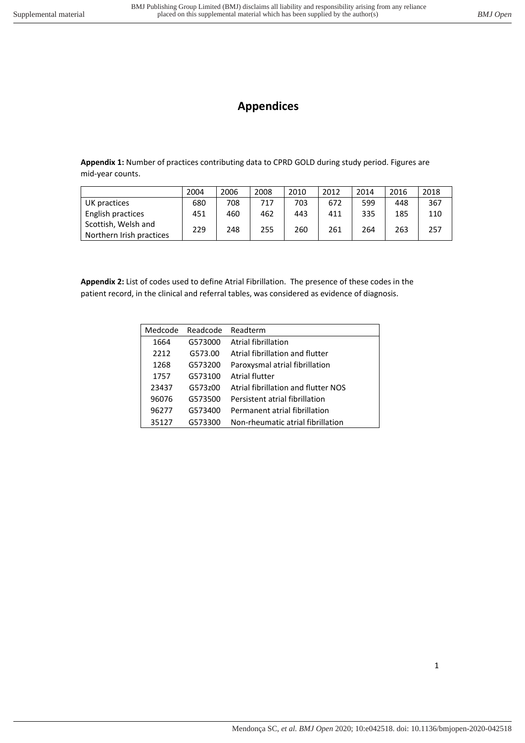# Appendices

**Appendix 1:** Number of practices contributing data to CPRD GOLD during study period. Figures are mid-year counts.

| | 2004 | 2006 | 2008 | 2010 | 2012 | 2014 | 2016 | 2018 |
|---|---|---|---|---|---|---|---|---|
| UK practices | 680 | 708 | 717 | 703 | 672 | 599 | 448 | 367 |
| English practices | 451 | 460 | 462 | 443 | 411 | 335 | 185 | 110 |
| Scottish, Welsh and Northern Irish practices | 229 | 248 | 255 | 260 | 261 | 264 | 263 | 257 |

**Appendix 2:** List of codes used to define Atrial Fibrillation. The presence of these codes in the patient record, in the clinical and referral tables, was considered as evidence of diagnosis.

| Medcode | Readcode | Readterm |
|---|---|---|
| 1664 | G573000 | Atrial fibrillation |
| 2212 | G573.00 | Atrial fibrillation and flutter |
| 1268 | G573200 | Paroxysmal atrial fibrillation |
| 1757 | G573100 | Atrial flutter |
| 23437 | G573z00 | Atrial fibrillation and flutter NOS |
| 96076 | G573500 | Persistent atrial fibrillation |
| 96277 | G573400 | Permanent atrial fibrillation |
| 35127 | G573300 | Non-rheumatic atrial fibrillation |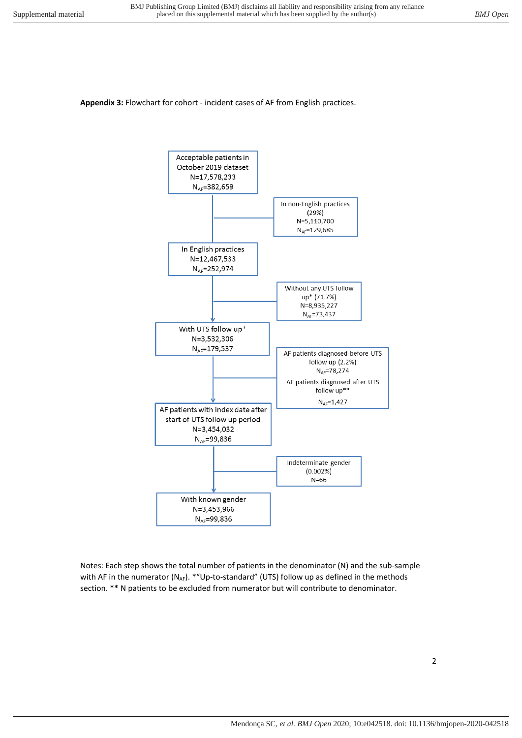**Appendix 3:** Flowchart for cohort - incident cases of AF from English practices.

Acceptable patients in October 2019 dataset
N=17,578,233
$N_{AF}$=382,659

→ In non-English practices (29%)
N=5,110,700
$N_{AF}$=129,685

In English practices
N=12,467,533
$N_{AF}$=252,974

→ Without any UTS follow up* (71.7%)
N=8,935,227
$N_{AF}$=73,437

With UTS follow up*
N=3,532,306
$N_{AF}$=179,537

→ AF patients diagnosed before UTS follow up (2.2%)
$N_{AF}$=78,274
AF patients diagnosed after UTS follow up**
$N_{AF}$=1,427

AF patients with index date after start of UTS follow up period
N=3,454,032
$N_{AF}$=99,836

→ Indeterminate gender (0.002%)
N=66

With known gender
N=3,453,966
$N_{AF}$=99,836

Notes: Each step shows the total number of patients in the denominator (N) and the sub-sample with AF in the numerator ($N_{AF}$). *"Up-to-standard" (UTS) follow up as defined in the methods section. ** N patients to be excluded from numerator but will contribute to denominator.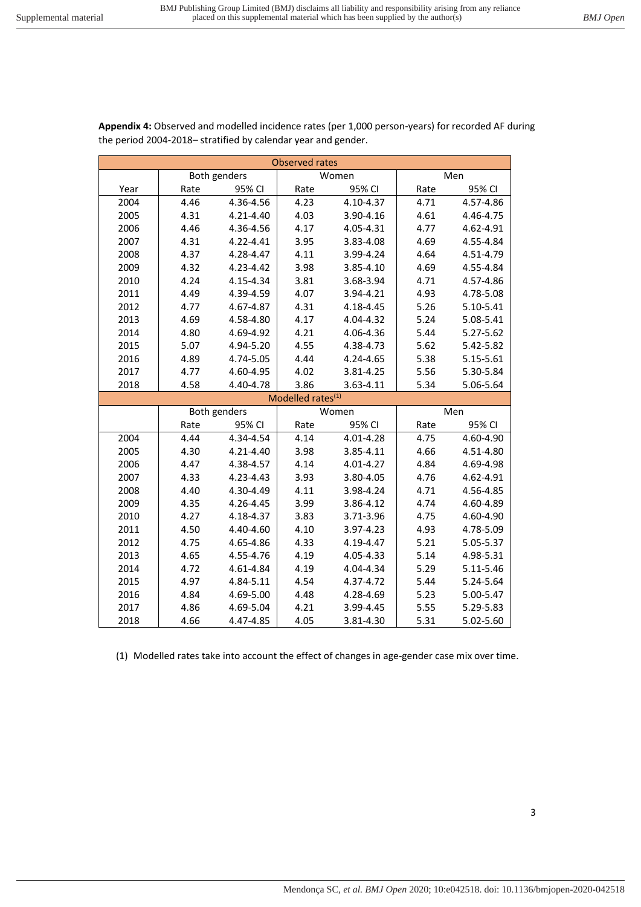**Appendix 4:** Observed and modelled incidence rates (per 1,000 person-years) for recorded AF during the period 2004-2018– stratified by calendar year and gender.

| Observed rates | | | | | | |
|---|---|---|---|---|---|---|
| | Both genders | | Women | | Men | |
| Year | Rate | 95% CI | Rate | 95% CI | Rate | 95% CI |
| 2004 | 4.46 | 4.36-4.56 | 4.23 | 4.10-4.37 | 4.71 | 4.57-4.86 |
| 2005 | 4.31 | 4.21-4.40 | 4.03 | 3.90-4.16 | 4.61 | 4.46-4.75 |
| 2006 | 4.46 | 4.36-4.56 | 4.17 | 4.05-4.31 | 4.77 | 4.62-4.91 |
| 2007 | 4.31 | 4.22-4.41 | 3.95 | 3.83-4.08 | 4.69 | 4.55-4.84 |
| 2008 | 4.37 | 4.28-4.47 | 4.11 | 3.99-4.24 | 4.64 | 4.51-4.79 |
| 2009 | 4.32 | 4.23-4.42 | 3.98 | 3.85-4.10 | 4.69 | 4.55-4.84 |
| 2010 | 4.24 | 4.15-4.34 | 3.81 | 3.68-3.94 | 4.71 | 4.57-4.86 |
| 2011 | 4.49 | 4.39-4.59 | 4.07 | 3.94-4.21 | 4.93 | 4.78-5.08 |
| 2012 | 4.77 | 4.67-4.87 | 4.31 | 4.18-4.45 | 5.26 | 5.10-5.41 |
| 2013 | 4.69 | 4.58-4.80 | 4.17 | 4.04-4.32 | 5.24 | 5.08-5.41 |
| 2014 | 4.80 | 4.69-4.92 | 4.21 | 4.06-4.36 | 5.44 | 5.27-5.62 |
| 2015 | 5.07 | 4.94-5.20 | 4.55 | 4.38-4.73 | 5.62 | 5.42-5.82 |
| 2016 | 4.89 | 4.74-5.05 | 4.44 | 4.24-4.65 | 5.38 | 5.15-5.61 |
| 2017 | 4.77 | 4.60-4.95 | 4.02 | 3.81-4.25 | 5.56 | 5.30-5.84 |
| 2018 | 4.58 | 4.40-4.78 | 3.86 | 3.63-4.11 | 5.34 | 5.06-5.64 |
| Modelled rates[1] | | | | | | |
| | Both genders | | Women | | Men | |
| | Rate | 95% CI | Rate | 95% CI | Rate | 95% CI |
| 2004 | 4.44 | 4.34-4.54 | 4.14 | 4.01-4.28 | 4.75 | 4.60-4.90 |
| 2005 | 4.30 | 4.21-4.40 | 3.98 | 3.85-4.11 | 4.66 | 4.51-4.80 |
| 2006 | 4.47 | 4.38-4.57 | 4.14 | 4.01-4.27 | 4.84 | 4.69-4.98 |
| 2007 | 4.33 | 4.23-4.43 | 3.93 | 3.80-4.05 | 4.76 | 4.62-4.91 |
| 2008 | 4.40 | 4.30-4.49 | 4.11 | 3.98-4.24 | 4.71 | 4.56-4.85 |
| 2009 | 4.35 | 4.26-4.45 | 3.99 | 3.86-4.12 | 4.74 | 4.60-4.89 |
| 2010 | 4.27 | 4.18-4.37 | 3.83 | 3.71-3.96 | 4.75 | 4.60-4.90 |
| 2011 | 4.50 | 4.40-4.60 | 4.10 | 3.97-4.23 | 4.93 | 4.78-5.09 |
| 2012 | 4.75 | 4.65-4.86 | 4.33 | 4.19-4.47 | 5.21 | 5.05-5.37 |
| 2013 | 4.65 | 4.55-4.76 | 4.19 | 4.05-4.33 | 5.14 | 4.98-5.31 |
| 2014 | 4.72 | 4.61-4.84 | 4.19 | 4.04-4.34 | 5.29 | 5.11-5.46 |
| 2015 | 4.97 | 4.84-5.11 | 4.54 | 4.37-4.72 | 5.44 | 5.24-5.64 |
| 2016 | 4.84 | 4.69-5.00 | 4.48 | 4.28-4.69 | 5.23 | 5.00-5.47 |
| 2017 | 4.86 | 4.69-5.04 | 4.21 | 3.99-4.45 | 5.55 | 5.29-5.83 |
| 2018 | 4.66 | 4.47-4.85 | 4.05 | 3.81-4.30 | 5.31 | 5.02-5.60 |

(1) Modelled rates take into account the effect of changes in age-gender case mix over time.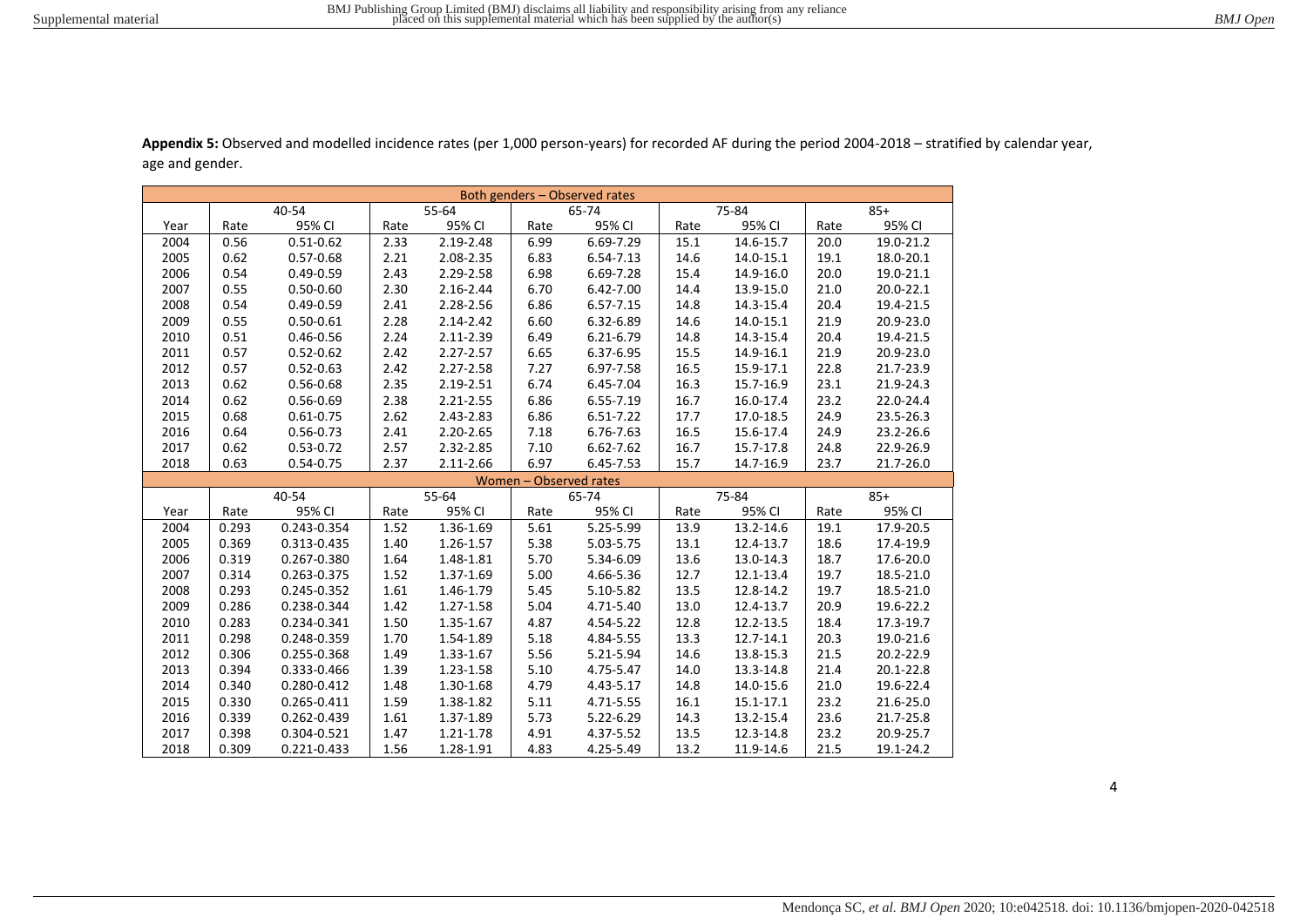**Appendix 5:** Observed and modelled incidence rates (per 1,000 person-years) for recorded AF during the period 2004-2018 – stratified by calendar year, age and gender.

| Both genders – Observed rates | | | | | | | | | | |
|---|---|---|---|---|---|---|---|---|---|---|
| | 40-54 | | 55-64 | | 65-74 | | 75-84 | | 85+ | |
| Year | Rate | 95% CI | Rate | 95% CI | Rate | 95% CI | Rate | 95% CI | Rate | 95% CI |
| 2004 | 0.56 | 0.51-0.62 | 2.33 | 2.19-2.48 | 6.99 | 6.69-7.29 | 15.1 | 14.6-15.7 | 20.0 | 19.0-21.2 |
| 2005 | 0.62 | 0.57-0.68 | 2.21 | 2.08-2.35 | 6.83 | 6.54-7.13 | 14.6 | 14.0-15.1 | 19.1 | 18.0-20.1 |
| 2006 | 0.54 | 0.49-0.59 | 2.43 | 2.29-2.58 | 6.98 | 6.69-7.28 | 15.4 | 14.9-16.0 | 20.0 | 19.0-21.1 |
| 2007 | 0.55 | 0.50-0.60 | 2.30 | 2.16-2.44 | 6.70 | 6.42-7.00 | 14.4 | 13.9-15.0 | 21.0 | 20.0-22.1 |
| 2008 | 0.54 | 0.49-0.59 | 2.41 | 2.28-2.56 | 6.86 | 6.57-7.15 | 14.8 | 14.3-15.4 | 20.4 | 19.4-21.5 |
| 2009 | 0.55 | 0.50-0.61 | 2.28 | 2.14-2.42 | 6.60 | 6.32-6.89 | 14.6 | 14.0-15.1 | 21.9 | 20.9-23.0 |
| 2010 | 0.51 | 0.46-0.56 | 2.24 | 2.11-2.39 | 6.49 | 6.21-6.79 | 14.8 | 14.3-15.4 | 20.4 | 19.4-21.5 |
| 2011 | 0.57 | 0.52-0.62 | 2.42 | 2.27-2.57 | 6.65 | 6.37-6.95 | 15.5 | 14.9-16.1 | 21.9 | 20.9-23.0 |
| 2012 | 0.57 | 0.52-0.63 | 2.42 | 2.27-2.58 | 7.27 | 6.97-7.58 | 16.5 | 15.9-17.1 | 22.8 | 21.7-23.9 |
| 2013 | 0.62 | 0.56-0.68 | 2.35 | 2.19-2.51 | 6.74 | 6.45-7.04 | 16.3 | 15.7-16.9 | 23.1 | 21.9-24.3 |
| 2014 | 0.62 | 0.56-0.69 | 2.38 | 2.21-2.55 | 6.86 | 6.55-7.19 | 16.7 | 16.0-17.4 | 23.2 | 22.0-24.4 |
| 2015 | 0.68 | 0.61-0.75 | 2.62 | 2.43-2.83 | 6.86 | 6.51-7.22 | 17.7 | 17.0-18.5 | 24.9 | 23.5-26.3 |
| 2016 | 0.64 | 0.56-0.73 | 2.41 | 2.20-2.65 | 7.18 | 6.76-7.63 | 16.5 | 15.6-17.4 | 24.9 | 23.2-26.6 |
| 2017 | 0.62 | 0.53-0.72 | 2.57 | 2.32-2.85 | 7.10 | 6.62-7.62 | 16.7 | 15.7-17.8 | 24.8 | 22.9-26.9 |
| 2018 | 0.63 | 0.54-0.75 | 2.37 | 2.11-2.66 | 6.97 | 6.45-7.53 | 15.7 | 14.7-16.9 | 23.7 | 21.7-26.0 |
| **Women – Observed rates** | | | | | | | | | | |
| | 40-54 | | 55-64 | | 65-74 | | 75-84 | | 85+ | |
| Year | Rate | 95% CI | Rate | 95% CI | Rate | 95% CI | Rate | 95% CI | Rate | 95% CI |
| 2004 | 0.293 | 0.243-0.354 | 1.52 | 1.36-1.69 | 5.61 | 5.25-5.99 | 13.9 | 13.2-14.6 | 19.1 | 17.9-20.5 |
| 2005 | 0.369 | 0.313-0.435 | 1.40 | 1.26-1.57 | 5.38 | 5.03-5.75 | 13.1 | 12.4-13.7 | 18.6 | 17.4-19.9 |
| 2006 | 0.319 | 0.267-0.380 | 1.64 | 1.48-1.81 | 5.70 | 5.34-6.09 | 13.6 | 13.0-14.3 | 18.7 | 17.6-20.0 |
| 2007 | 0.314 | 0.263-0.375 | 1.52 | 1.37-1.69 | 5.00 | 4.66-5.36 | 12.7 | 12.1-13.4 | 19.7 | 18.5-21.0 |
| 2008 | 0.293 | 0.245-0.352 | 1.61 | 1.46-1.79 | 5.45 | 5.10-5.82 | 13.5 | 12.8-14.2 | 19.7 | 18.5-21.0 |
| 2009 | 0.286 | 0.238-0.344 | 1.42 | 1.27-1.58 | 5.04 | 4.71-5.40 | 13.0 | 12.4-13.7 | 20.9 | 19.6-22.2 |
| 2010 | 0.283 | 0.234-0.341 | 1.50 | 1.35-1.67 | 4.87 | 4.54-5.22 | 12.8 | 12.2-13.5 | 18.4 | 17.3-19.7 |
| 2011 | 0.298 | 0.248-0.359 | 1.70 | 1.54-1.89 | 5.18 | 4.84-5.55 | 13.3 | 12.7-14.1 | 20.3 | 19.0-21.6 |
| 2012 | 0.306 | 0.255-0.368 | 1.49 | 1.33-1.67 | 5.56 | 5.21-5.94 | 14.6 | 13.8-15.3 | 21.5 | 20.2-22.9 |
| 2013 | 0.394 | 0.333-0.466 | 1.39 | 1.23-1.58 | 5.10 | 4.75-5.47 | 14.0 | 13.3-14.8 | 21.4 | 20.1-22.8 |
| 2014 | 0.340 | 0.280-0.412 | 1.48 | 1.30-1.68 | 4.79 | 4.43-5.17 | 14.8 | 14.0-15.6 | 21.0 | 19.6-22.4 |
| 2015 | 0.330 | 0.265-0.411 | 1.59 | 1.38-1.82 | 5.11 | 4.71-5.55 | 16.1 | 15.1-17.1 | 23.2 | 21.6-25.0 |
| 2016 | 0.339 | 0.262-0.439 | 1.61 | 1.37-1.89 | 5.73 | 5.22-6.29 | 14.3 | 13.2-15.4 | 23.6 | 21.7-25.8 |
| 2017 | 0.398 | 0.304-0.521 | 1.47 | 1.21-1.78 | 4.91 | 4.37-5.52 | 13.5 | 12.3-14.8 | 23.2 | 20.9-25.7 |
| 2018 | 0.309 | 0.221-0.433 | 1.56 | 1.28-1.91 | 4.83 | 4.25-5.49 | 13.2 | 11.9-14.6 | 21.5 | 19.1-24.2 |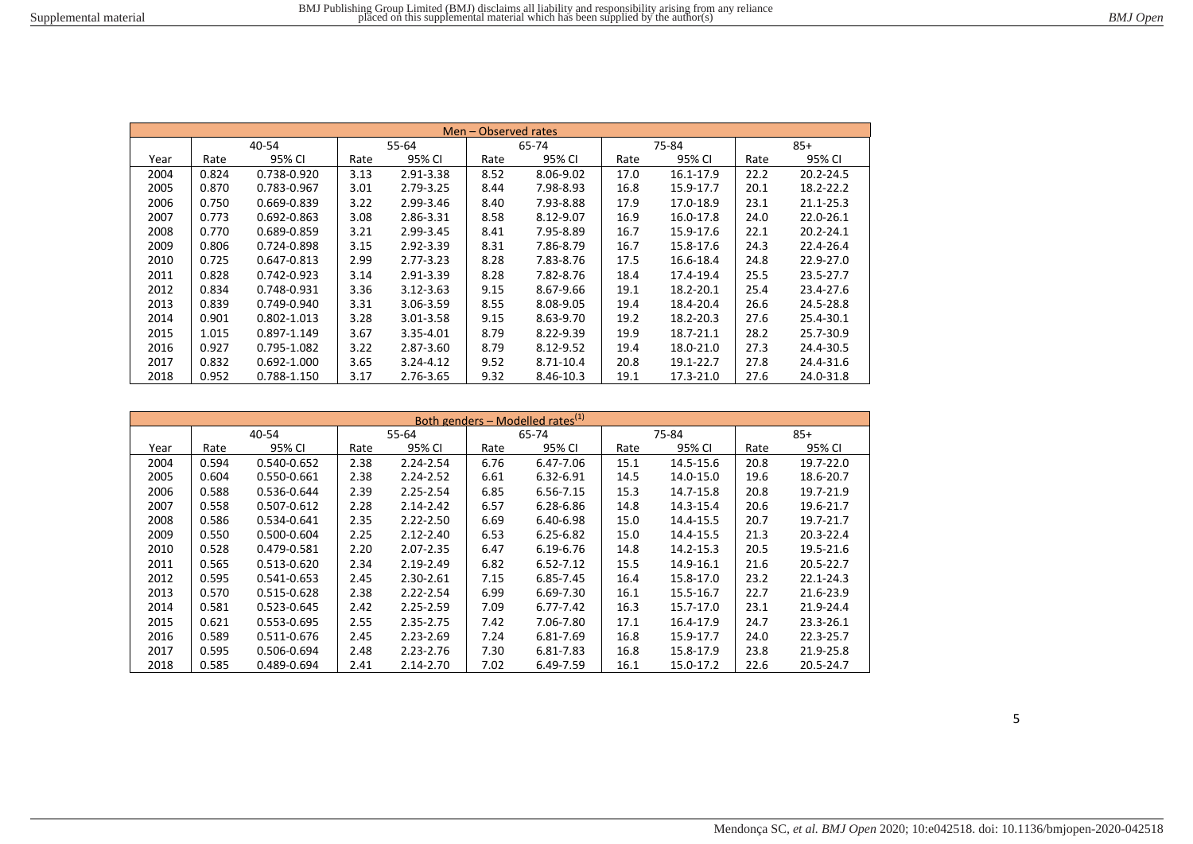| Men – Observed rates | | | | | | | | | | |
|---|---|---|---|---|---|---|---|---|---|---|
| | 40-54 | | 55-64 | | 65-74 | | 75-84 | | 85+ | |
| Year | Rate | 95% CI | Rate | 95% CI | Rate | 95% CI | Rate | 95% CI | Rate | 95% CI |
| 2004 | 0.824 | 0.738-0.920 | 3.13 | 2.91-3.38 | 8.52 | 8.06-9.02 | 17.0 | 16.1-17.9 | 22.2 | 20.2-24.5 |
| 2005 | 0.870 | 0.783-0.967 | 3.01 | 2.79-3.25 | 8.44 | 7.98-8.93 | 16.8 | 15.9-17.7 | 20.1 | 18.2-22.2 |
| 2006 | 0.750 | 0.669-0.839 | 3.22 | 2.99-3.46 | 8.40 | 7.93-8.88 | 17.9 | 17.0-18.9 | 23.1 | 21.1-25.3 |
| 2007 | 0.773 | 0.692-0.863 | 3.08 | 2.86-3.31 | 8.58 | 8.12-9.07 | 16.9 | 16.0-17.8 | 24.0 | 22.0-26.1 |
| 2008 | 0.770 | 0.689-0.859 | 3.21 | 2.99-3.45 | 8.41 | 7.95-8.89 | 16.7 | 15.9-17.6 | 22.1 | 20.2-24.1 |
| 2009 | 0.806 | 0.724-0.898 | 3.15 | 2.92-3.39 | 8.31 | 7.86-8.79 | 16.7 | 15.8-17.6 | 24.3 | 22.4-26.4 |
| 2010 | 0.725 | 0.647-0.813 | 2.99 | 2.77-3.23 | 8.28 | 7.83-8.76 | 17.5 | 16.6-18.4 | 24.8 | 22.9-27.0 |
| 2011 | 0.828 | 0.742-0.923 | 3.14 | 2.91-3.39 | 8.28 | 7.82-8.76 | 18.4 | 17.4-19.4 | 25.5 | 23.5-27.7 |
| 2012 | 0.834 | 0.748-0.931 | 3.36 | 3.12-3.63 | 9.15 | 8.67-9.66 | 19.1 | 18.2-20.1 | 25.4 | 23.4-27.6 |
| 2013 | 0.839 | 0.749-0.940 | 3.31 | 3.06-3.59 | 8.55 | 8.08-9.05 | 19.4 | 18.4-20.4 | 26.6 | 24.5-28.8 |
| 2014 | 0.901 | 0.802-1.013 | 3.28 | 3.01-3.58 | 9.15 | 8.63-9.70 | 19.2 | 18.2-20.3 | 27.6 | 25.4-30.1 |
| 2015 | 1.015 | 0.897-1.149 | 3.67 | 3.35-4.01 | 8.79 | 8.22-9.39 | 19.9 | 18.7-21.1 | 28.2 | 25.7-30.9 |
| 2016 | 0.927 | 0.795-1.082 | 3.22 | 2.87-3.60 | 8.79 | 8.12-9.52 | 19.4 | 18.0-21.0 | 27.3 | 24.4-30.5 |
| 2017 | 0.832 | 0.692-1.000 | 3.65 | 3.24-4.12 | 9.52 | 8.71-10.4 | 20.8 | 19.1-22.7 | 27.8 | 24.4-31.6 |
| 2018 | 0.952 | 0.788-1.150 | 3.17 | 2.76-3.65 | 9.32 | 8.46-10.3 | 19.1 | 17.3-21.0 | 27.6 | 24.0-31.8 |

| Both genders – Modelled rates[(1)] | | | | | | | | | | |
|---|---|---|---|---|---|---|---|---|---|---|
| | 40-54 | | 55-64 | | 65-74 | | 75-84 | | 85+ | |
| Year | Rate | 95% CI | Rate | 95% CI | Rate | 95% CI | Rate | 95% CI | Rate | 95% CI |
| 2004 | 0.594 | 0.540-0.652 | 2.38 | 2.24-2.54 | 6.76 | 6.47-7.06 | 15.1 | 14.5-15.6 | 20.8 | 19.7-22.0 |
| 2005 | 0.604 | 0.550-0.661 | 2.38 | 2.24-2.52 | 6.61 | 6.32-6.91 | 14.5 | 14.0-15.0 | 19.6 | 18.6-20.7 |
| 2006 | 0.588 | 0.536-0.644 | 2.39 | 2.25-2.54 | 6.85 | 6.56-7.15 | 15.3 | 14.7-15.8 | 20.8 | 19.7-21.9 |
| 2007 | 0.558 | 0.507-0.612 | 2.28 | 2.14-2.42 | 6.57 | 6.28-6.86 | 14.8 | 14.3-15.4 | 20.6 | 19.6-21.7 |
| 2008 | 0.586 | 0.534-0.641 | 2.35 | 2.22-2.50 | 6.69 | 6.40-6.98 | 15.0 | 14.4-15.5 | 20.7 | 19.7-21.7 |
| 2009 | 0.550 | 0.500-0.604 | 2.25 | 2.12-2.40 | 6.53 | 6.25-6.82 | 15.0 | 14.4-15.5 | 21.3 | 20.3-22.4 |
| 2010 | 0.528 | 0.479-0.581 | 2.20 | 2.07-2.35 | 6.47 | 6.19-6.76 | 14.8 | 14.2-15.3 | 20.5 | 19.5-21.6 |
| 2011 | 0.565 | 0.513-0.620 | 2.34 | 2.19-2.49 | 6.82 | 6.52-7.12 | 15.5 | 14.9-16.1 | 21.6 | 20.5-22.7 |
| 2012 | 0.595 | 0.541-0.653 | 2.45 | 2.30-2.61 | 7.15 | 6.85-7.45 | 16.4 | 15.8-17.0 | 23.2 | 22.1-24.3 |
| 2013 | 0.570 | 0.515-0.628 | 2.38 | 2.22-2.54 | 6.99 | 6.69-7.30 | 16.1 | 15.5-16.7 | 22.7 | 21.6-23.9 |
| 2014 | 0.581 | 0.523-0.645 | 2.42 | 2.25-2.59 | 7.09 | 6.77-7.42 | 16.3 | 15.7-17.0 | 23.1 | 21.9-24.4 |
| 2015 | 0.621 | 0.553-0.695 | 2.55 | 2.35-2.75 | 7.42 | 7.06-7.80 | 17.1 | 16.4-17.9 | 24.7 | 23.3-26.1 |
| 2016 | 0.589 | 0.511-0.676 | 2.45 | 2.23-2.69 | 7.24 | 6.81-7.69 | 16.8 | 15.9-17.7 | 24.0 | 22.3-25.7 |
| 2017 | 0.595 | 0.506-0.694 | 2.48 | 2.23-2.76 | 7.30 | 6.81-7.83 | 16.8 | 15.8-17.9 | 23.8 | 21.9-25.8 |
| 2018 | 0.585 | 0.489-0.694 | 2.41 | 2.14-2.70 | 7.02 | 6.49-7.59 | 16.1 | 15.0-17.2 | 22.6 | 20.5-24.7 |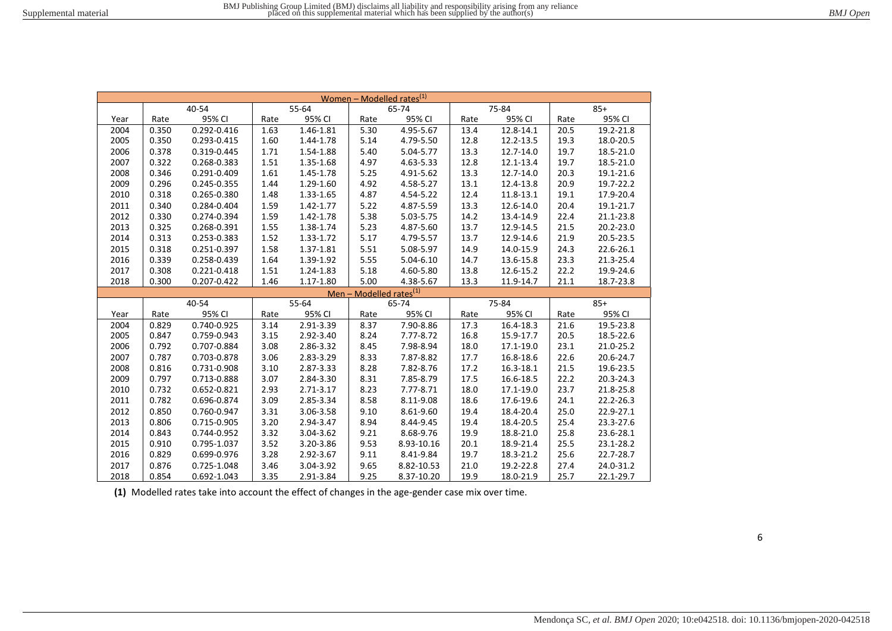| Women – Modelled rates[(1)] | | | | | | | | | | |
|---|---|---|---|---|---|---|---|---|---|---|
| | 40-54 | | 55-64 | | 65-74 | | 75-84 | | 85+ | |
| Year | Rate | 95% CI | Rate | 95% CI | Rate | 95% CI | Rate | 95% CI | Rate | 95% CI |
| 2004 | 0.350 | 0.292-0.416 | 1.63 | 1.46-1.81 | 5.30 | 4.95-5.67 | 13.4 | 12.8-14.1 | 20.5 | 19.2-21.8 |
| 2005 | 0.350 | 0.293-0.415 | 1.60 | 1.44-1.78 | 5.14 | 4.79-5.50 | 12.8 | 12.2-13.5 | 19.3 | 18.0-20.5 |
| 2006 | 0.378 | 0.319-0.445 | 1.71 | 1.54-1.88 | 5.40 | 5.04-5.77 | 13.3 | 12.7-14.0 | 19.7 | 18.5-21.0 |
| 2007 | 0.322 | 0.268-0.383 | 1.51 | 1.35-1.68 | 4.97 | 4.63-5.33 | 12.8 | 12.1-13.4 | 19.7 | 18.5-21.0 |
| 2008 | 0.346 | 0.291-0.409 | 1.61 | 1.45-1.78 | 5.25 | 4.91-5.62 | 13.3 | 12.7-14.0 | 20.3 | 19.1-21.6 |
| 2009 | 0.296 | 0.245-0.355 | 1.44 | 1.29-1.60 | 4.92 | 4.58-5.27 | 13.1 | 12.4-13.8 | 20.9 | 19.7-22.2 |
| 2010 | 0.318 | 0.265-0.380 | 1.48 | 1.33-1.65 | 4.87 | 4.54-5.22 | 12.4 | 11.8-13.1 | 19.1 | 17.9-20.4 |
| 2011 | 0.340 | 0.284-0.404 | 1.59 | 1.42-1.77 | 5.22 | 4.87-5.59 | 13.3 | 12.6-14.0 | 20.4 | 19.1-21.7 |
| 2012 | 0.330 | 0.274-0.394 | 1.59 | 1.42-1.78 | 5.38 | 5.03-5.75 | 14.2 | 13.4-14.9 | 22.4 | 21.1-23.8 |
| 2013 | 0.325 | 0.268-0.391 | 1.55 | 1.38-1.74 | 5.23 | 4.87-5.60 | 13.7 | 12.9-14.5 | 21.5 | 20.2-23.0 |
| 2014 | 0.313 | 0.253-0.383 | 1.52 | 1.33-1.72 | 5.17 | 4.79-5.57 | 13.7 | 12.9-14.6 | 21.9 | 20.5-23.5 |
| 2015 | 0.318 | 0.251-0.397 | 1.58 | 1.37-1.81 | 5.51 | 5.08-5.97 | 14.9 | 14.0-15.9 | 24.3 | 22.6-26.1 |
| 2016 | 0.339 | 0.258-0.439 | 1.64 | 1.39-1.92 | 5.55 | 5.04-6.10 | 14.7 | 13.6-15.8 | 23.3 | 21.3-25.4 |
| 2017 | 0.308 | 0.221-0.418 | 1.51 | 1.24-1.83 | 5.18 | 4.60-5.80 | 13.8 | 12.6-15.2 | 22.2 | 19.9-24.6 |
| 2018 | 0.300 | 0.207-0.422 | 1.46 | 1.17-1.80 | 5.00 | 4.38-5.67 | 13.3 | 11.9-14.7 | 21.1 | 18.7-23.8 |
| Men – Modelled rates[(1)] | | | | | | | | | | |
| | 40-54 | | 55-64 | | 65-74 | | 75-84 | | 85+ | |
| Year | Rate | 95% CI | Rate | 95% CI | Rate | 95% CI | Rate | 95% CI | Rate | 95% CI |
| 2004 | 0.829 | 0.740-0.925 | 3.14 | 2.91-3.39 | 8.37 | 7.90-8.86 | 17.3 | 16.4-18.3 | 21.6 | 19.5-23.8 |
| 2005 | 0.847 | 0.759-0.943 | 3.15 | 2.92-3.40 | 8.24 | 7.77-8.72 | 16.8 | 15.9-17.7 | 20.5 | 18.5-22.6 |
| 2006 | 0.792 | 0.707-0.884 | 3.08 | 2.86-3.32 | 8.45 | 7.98-8.94 | 18.0 | 17.1-19.0 | 23.1 | 21.0-25.2 |
| 2007 | 0.787 | 0.703-0.878 | 3.06 | 2.83-3.29 | 8.33 | 7.87-8.82 | 17.7 | 16.8-18.6 | 22.6 | 20.6-24.7 |
| 2008 | 0.816 | 0.731-0.908 | 3.10 | 2.87-3.33 | 8.28 | 7.82-8.76 | 17.2 | 16.3-18.1 | 21.5 | 19.6-23.5 |
| 2009 | 0.797 | 0.713-0.888 | 3.07 | 2.84-3.30 | 8.31 | 7.85-8.79 | 17.5 | 16.6-18.5 | 22.2 | 20.3-24.3 |
| 2010 | 0.732 | 0.652-0.821 | 2.93 | 2.71-3.17 | 8.23 | 7.77-8.71 | 18.0 | 17.1-19.0 | 23.7 | 21.8-25.8 |
| 2011 | 0.782 | 0.696-0.874 | 3.09 | 2.85-3.34 | 8.58 | 8.11-9.08 | 18.6 | 17.6-19.6 | 24.1 | 22.2-26.3 |
| 2012 | 0.850 | 0.760-0.947 | 3.31 | 3.06-3.58 | 9.10 | 8.61-9.60 | 19.4 | 18.4-20.4 | 25.0 | 22.9-27.1 |
| 2013 | 0.806 | 0.715-0.905 | 3.20 | 2.94-3.47 | 8.94 | 8.44-9.45 | 19.4 | 18.4-20.5 | 25.4 | 23.3-27.6 |
| 2014 | 0.843 | 0.744-0.952 | 3.32 | 3.04-3.62 | 9.21 | 8.68-9.76 | 19.9 | 18.8-21.0 | 25.8 | 23.6-28.1 |
| 2015 | 0.910 | 0.795-1.037 | 3.52 | 3.20-3.86 | 9.53 | 8.93-10.16 | 20.1 | 18.9-21.4 | 25.5 | 23.1-28.2 |
| 2016 | 0.829 | 0.699-0.976 | 3.28 | 2.92-3.67 | 9.11 | 8.41-9.84 | 19.7 | 18.3-21.2 | 25.6 | 22.7-28.7 |
| 2017 | 0.876 | 0.725-1.048 | 3.46 | 3.04-3.92 | 9.65 | 8.82-10.53 | 21.0 | 19.2-22.8 | 27.4 | 24.0-31.2 |
| 2018 | 0.854 | 0.692-1.043 | 3.35 | 2.91-3.84 | 9.25 | 8.37-10.20 | 19.9 | 18.0-21.9 | 25.7 | 22.1-29.7 |

**(1)** Modelled rates take into account the effect of changes in the age-gender case mix over time.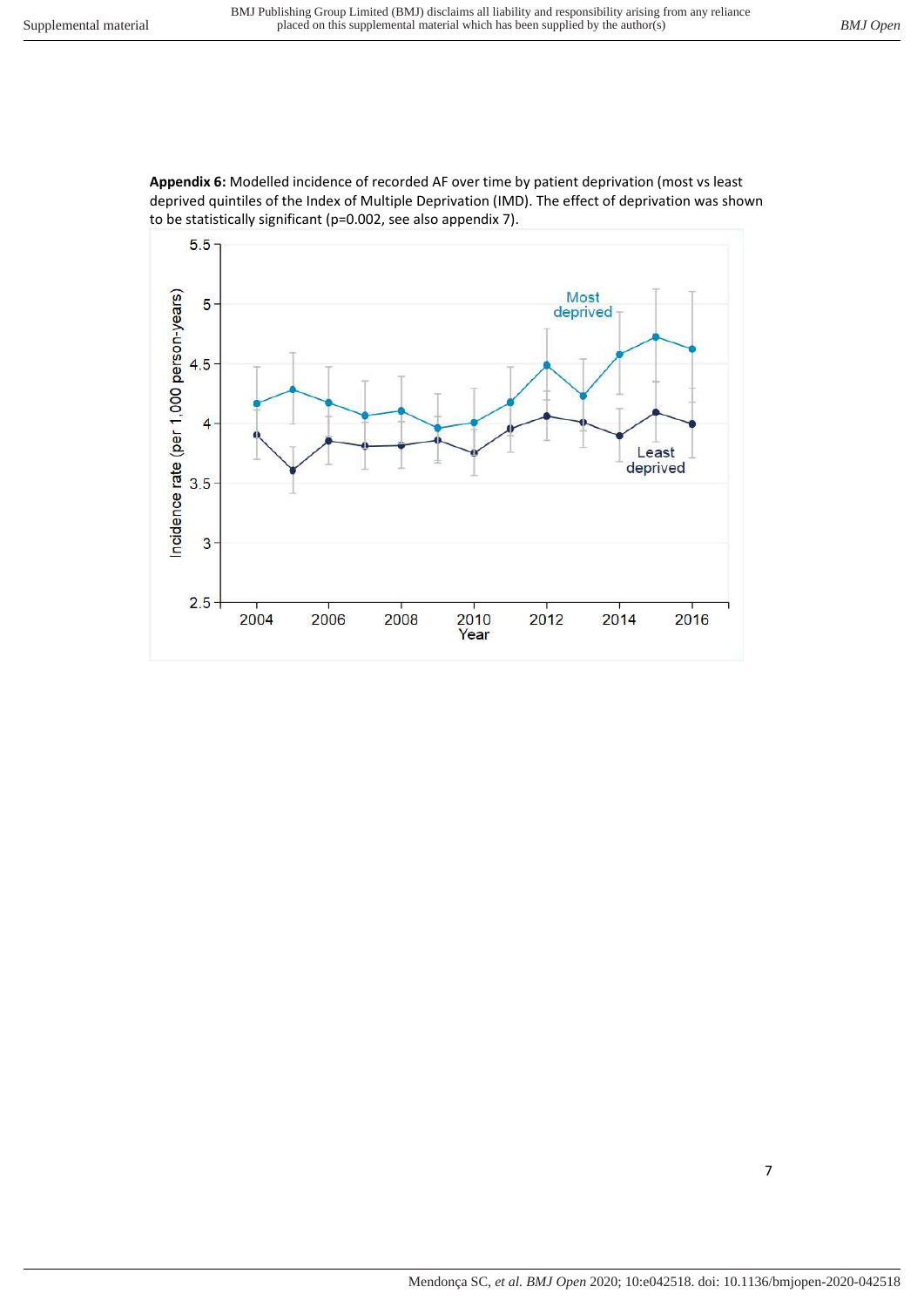**Appendix 6:** Modelled incidence of recorded AF over time by patient deprivation (most vs least deprived quintiles of the Index of Multiple Deprivation (IMD). The effect of deprivation was shown to be statistically significant (p=0.002, see also appendix 7).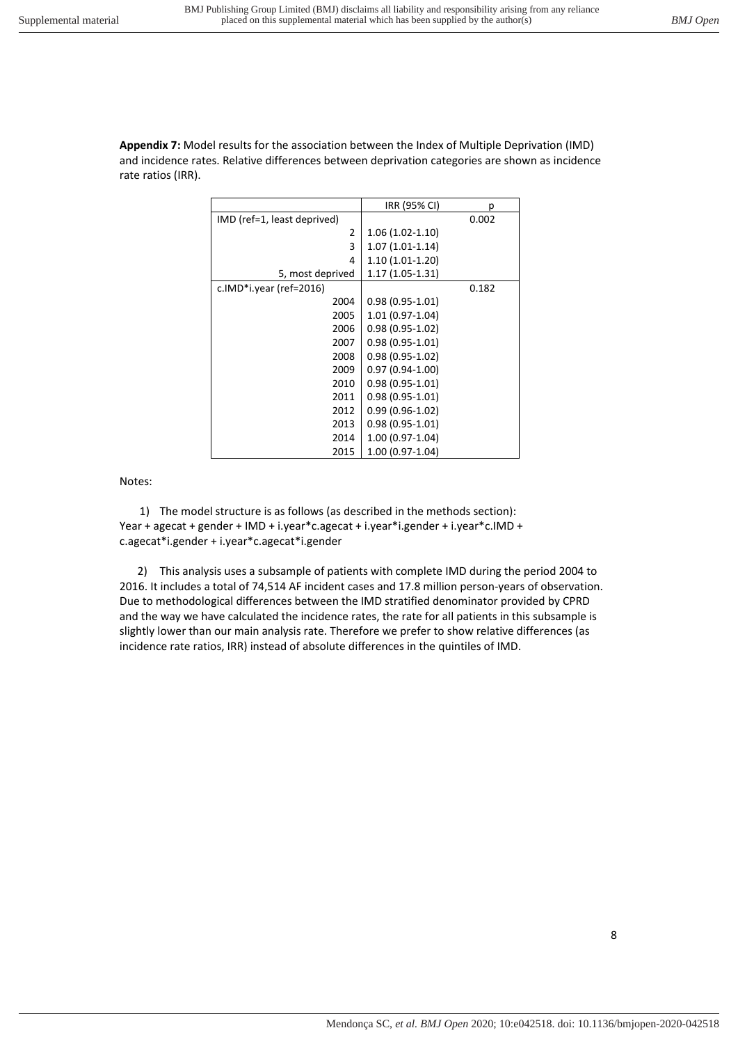**Appendix 7:** Model results for the association between the Index of Multiple Deprivation (IMD) and incidence rates. Relative differences between deprivation categories are shown as incidence rate ratios (IRR).

| | IRR (95% CI) | p |
|---|---|---|
| IMD (ref=1, least deprived) | | 0.002 |
| 2 | 1.06 (1.02-1.10) | |
| 3 | 1.07 (1.01-1.14) | |
| 4 | 1.10 (1.01-1.20) | |
| 5, most deprived | 1.17 (1.05-1.31) | |
| c.IMD*i.year (ref=2016) | | 0.182 |
| 2004 | 0.98 (0.95-1.01) | |
| 2005 | 1.01 (0.97-1.04) | |
| 2006 | 0.98 (0.95-1.02) | |
| 2007 | 0.98 (0.95-1.01) | |
| 2008 | 0.98 (0.95-1.02) | |
| 2009 | 0.97 (0.94-1.00) | |
| 2010 | 0.98 (0.95-1.01) | |
| 2011 | 0.98 (0.95-1.01) | |
| 2012 | 0.99 (0.96-1.02) | |
| 2013 | 0.98 (0.95-1.01) | |
| 2014 | 1.00 (0.97-1.04) | |
| 2015 | 1.00 (0.97-1.04) | |

Notes:

1) The model structure is as follows (as described in the methods section): Year + agecat + gender + IMD + i.year*c.agecat + i.year*i.gender + i.year*c.IMD + c.agecat*i.gender + i.year*c.agecat*i.gender

2) This analysis uses a subsample of patients with complete IMD during the period 2004 to 2016. It includes a total of 74,514 AF incident cases and 17.8 million person-years of observation. Due to methodological differences between the IMD stratified denominator provided by CPRD and the way we have calculated the incidence rates, the rate for all patients in this subsample is slightly lower than our main analysis rate. Therefore we prefer to show relative differences (as incidence rate ratios, IRR) instead of absolute differences in the quintiles of IMD.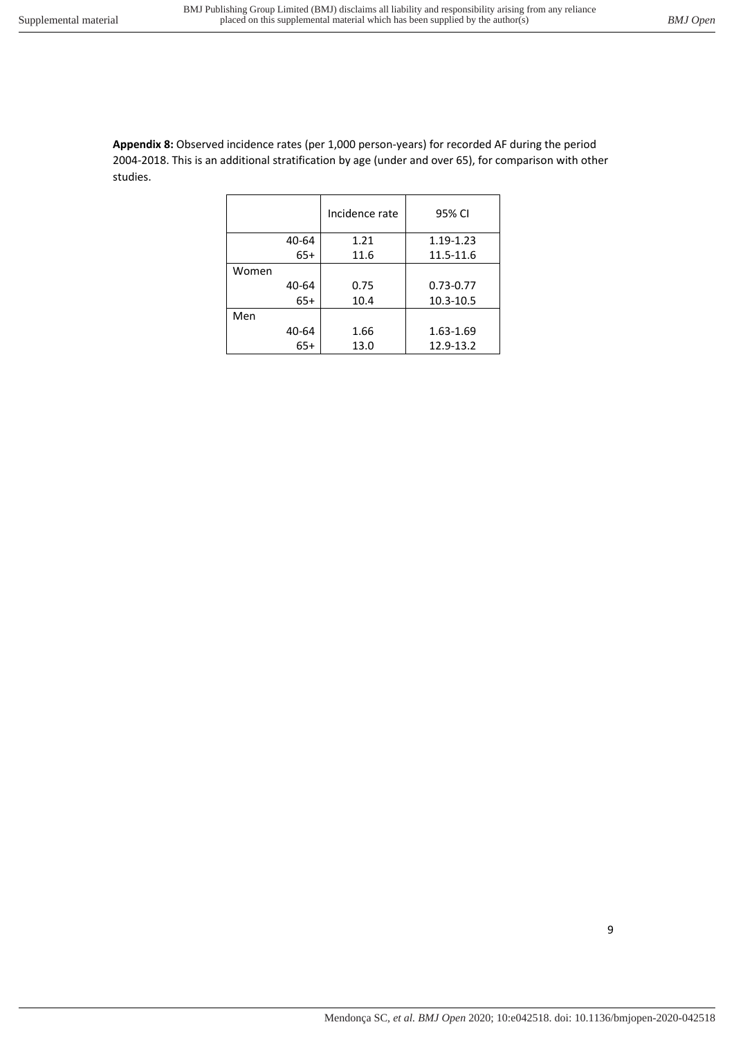**Appendix 8:** Observed incidence rates (per 1,000 person-years) for recorded AF during the period 2004-2018. This is an additional stratification by age (under and over 65), for comparison with other studies.

| | Incidence rate | 95% CI |
|---|---|---|
| 40-64 | 1.21 | 1.19-1.23 |
| 65+ | 11.6 | 11.5-11.6 |
| Women | | |
| 40-64 | 0.75 | 0.73-0.77 |
| 65+ | 10.4 | 10.3-10.5 |
| Men | | |
| 40-64 | 1.66 | 1.63-1.69 |
| 65+ | 13.0 | 12.9-13.2 |